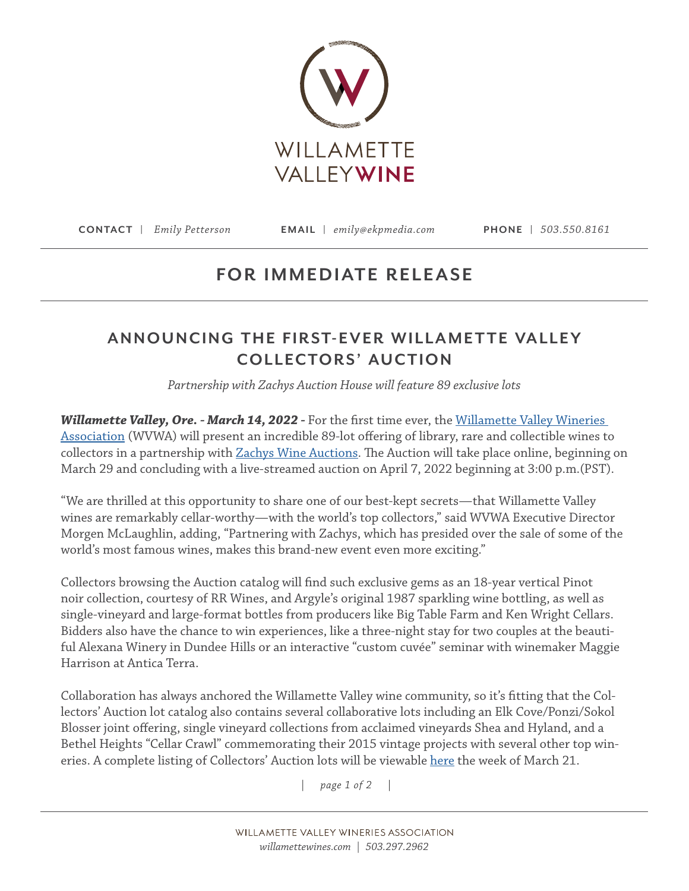WILLAMETTE VALLEY WINE

**CONTACT** | *Emily Petterson* **EMAIL** | *emily@ekpmedia.com* **PHONE** | *503.550.8161*

## FOR IMMEDIATE RELEASE

# ANNOUNCING THE FIRST-EVER WILLAMETTE VALLEY COLLECTORS' AUCTION

*Partnership with Zachys Auction House will feature 89 exclusive lots*

***Willamette Valley, Ore. - March 14, 2022 -*** For the first time ever, the [Willamette Valley Wineries Association]() (WVWA) will present an incredible 89-lot offering of library, rare and collectible wines to collectors in a partnership with [Zachys Wine Auctions](). The Auction will take place online, beginning on March 29 and concluding with a live-streamed auction on April 7, 2022 beginning at 3:00 p.m.(PST).

"We are thrilled at this opportunity to share one of our best-kept secrets—that Willamette Valley wines are remarkably cellar-worthy—with the world's top collectors," said WVWA Executive Director Morgen McLaughlin, adding, "Partnering with Zachys, which has presided over the sale of some of the world's most famous wines, makes this brand-new event even more exciting."

Collectors browsing the Auction catalog will find such exclusive gems as an 18-year vertical Pinot noir collection, courtesy of RR Wines, and Argyle's original 1987 sparkling wine bottling, as well as single-vineyard and large-format bottles from producers like Big Table Farm and Ken Wright Cellars. Bidders also have the chance to win experiences, like a three-night stay for two couples at the beautiful Alexana Winery in Dundee Hills or an interactive "custom cuvée" seminar with winemaker Maggie Harrison at Antica Terra.

Collaboration has always anchored the Willamette Valley wine community, so it's fitting that the Collectors' Auction lot catalog also contains several collaborative lots including an Elk Cove/Ponzi/Sokol Blosser joint offering, single vineyard collections from acclaimed vineyards Shea and Hyland, and a Bethel Heights "Cellar Crawl" commemorating their 2015 vintage projects with several other top wineries. A complete listing of Collectors' Auction lots will be viewable [here]() the week of March 21.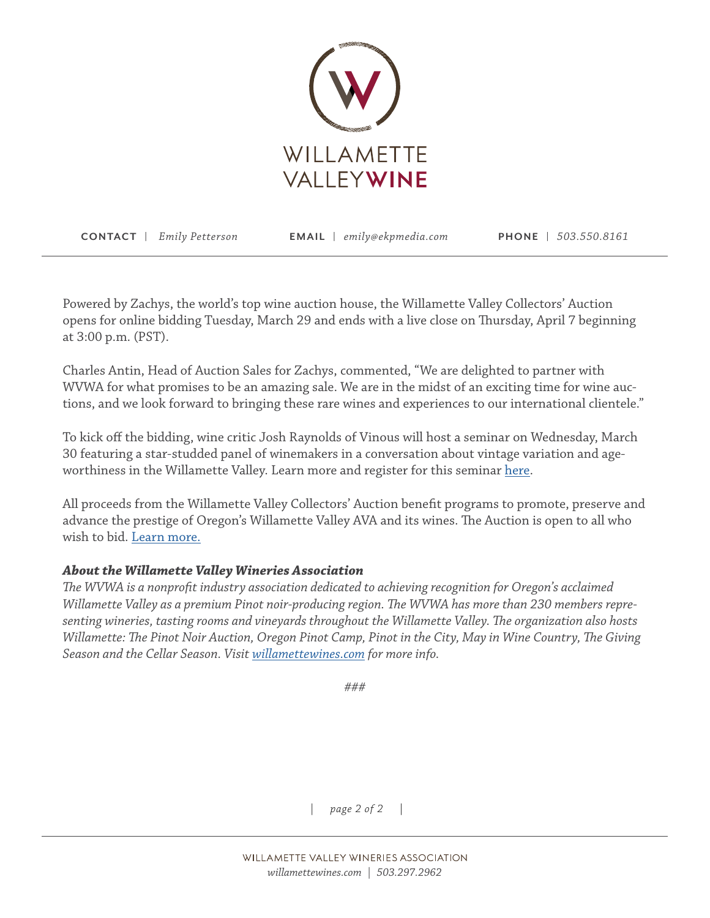WILLAMETTE VALLEY WINE

**CONTACT** | *Emily Petterson* **EMAIL** | *emily@ekpmedia.com* **PHONE** | *503.550.8161*

Powered by Zachys, the world's top wine auction house, the Willamette Valley Collectors' Auction opens for online bidding Tuesday, March 29 and ends with a live close on Thursday, April 7 beginning at 3:00 p.m. (PST).

Charles Antin, Head of Auction Sales for Zachys, commented, "We are delighted to partner with WVWA for what promises to be an amazing sale. We are in the midst of an exciting time for wine auctions, and we look forward to bringing these rare wines and experiences to our international clientele."

To kick off the bidding, wine critic Josh Raynolds of Vinous will host a seminar on Wednesday, March 30 featuring a star-studded panel of winemakers in a conversation about vintage variation and age-worthiness in the Willamette Valley. Learn more and register for this seminar here.

All proceeds from the Willamette Valley Collectors' Auction benefit programs to promote, preserve and advance the prestige of Oregon's Willamette Valley AVA and its wines. The Auction is open to all who wish to bid. Learn more.

***About the Willamette Valley Wineries Association***

*The WVWA is a nonprofit industry association dedicated to achieving recognition for Oregon's acclaimed Willamette Valley as a premium Pinot noir-producing region. The WVWA has more than 230 members representing wineries, tasting rooms and vineyards throughout the Willamette Valley. The organization also hosts Willamette: The Pinot Noir Auction, Oregon Pinot Camp, Pinot in the City, May in Wine Country, The Giving Season and the Cellar Season. Visit willamettewines.com for more info.*

###

WILLAMETTE VALLEY WINERIES ASSOCIATION
*willamettewines.com | 503.297.2962*